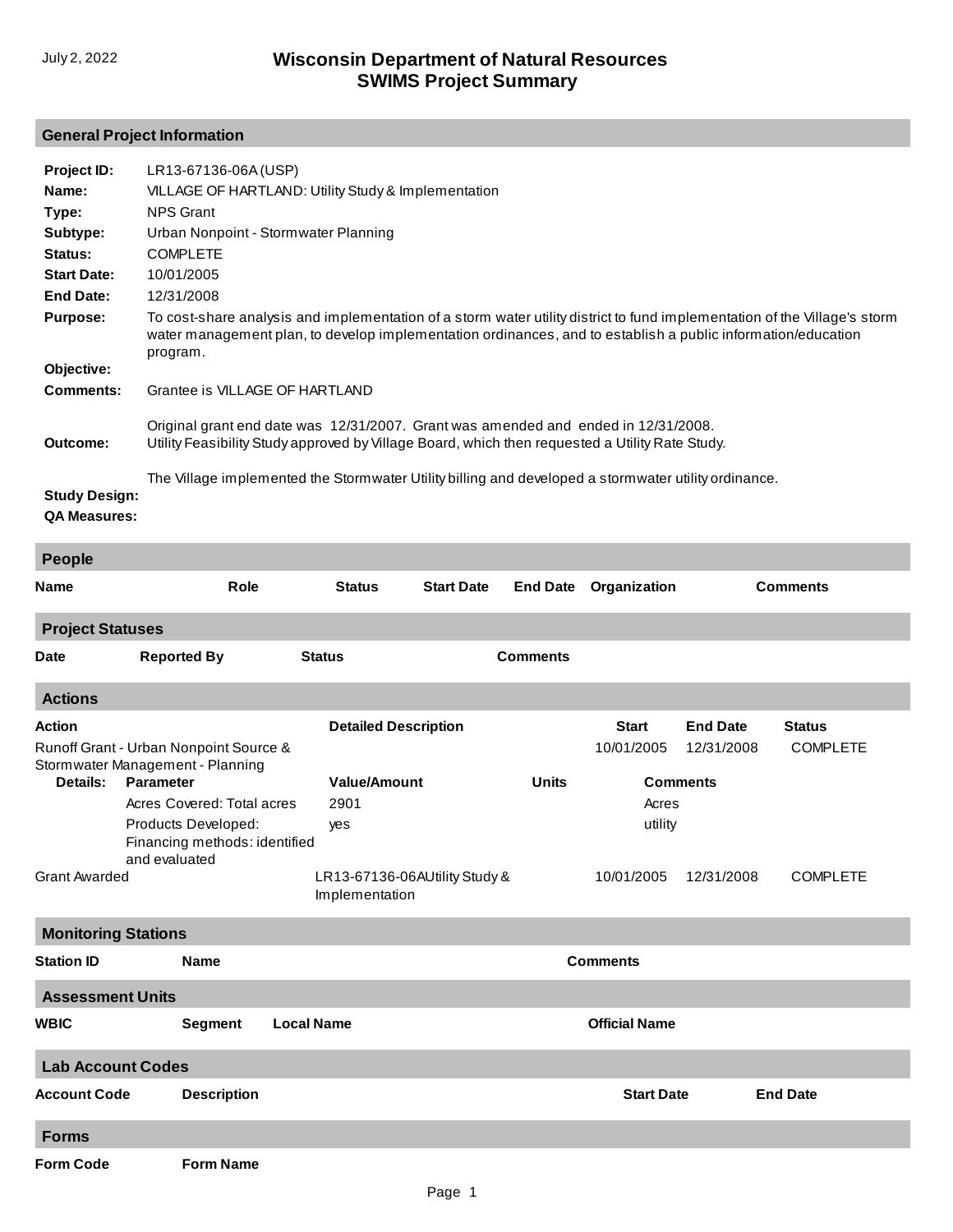July 2, 2022

# Wisconsin Department of Natural Resources
# SWIMS Project Summary

## General Project Information

**Project ID:** LR13-67136-06A (USP)

**Name:** VILLAGE OF HARTLAND: Utility Study & Implementation

**Type:** NPS Grant

**Subtype:** Urban Nonpoint - Stormwater Planning

**Status:** COMPLETE

**Start Date:** 10/01/2005

**End Date:** 12/31/2008

**Purpose:** To cost-share analysis and implementation of a storm water utility district to fund implementation of the Village's storm water management plan, to develop implementation ordinances, and to establish a public information/education program.

**Objective:**

**Comments:** Grantee is VILLAGE OF HARTLAND

**Outcome:** Original grant end date was 12/31/2007. Grant was amended and ended in 12/31/2008.
Utility Feasibility Study approved by Village Board, which then requested a Utility Rate Study.

The Village implemented the Stormwater Utility billing and developed a stormwater utility ordinance.

**Study Design:**

**QA Measures:**

## People

| Name | Role | Status | Start Date | End Date | Organization | Comments |
|---|---|---|---|---|---|---|

## Project Statuses

| Date | Reported By | Status | Comments |
|---|---|---|---|

## Actions

| Action | Detailed Description | Start | End Date | Status |
|---|---|---|---|---|
| Runoff Grant - Urban Nonpoint Source & Stormwater Management - Planning | | 10/01/2005 | 12/31/2008 | COMPLETE |

**Details:**

| Parameter | Value/Amount | Units | Comments |
|---|---|---|---|
| Acres Covered: Total acres | 2901 | Acres | |
| Products Developed: Financing methods: identified and evaluated | yes | utility | |

| Action | Detailed Description | Start | End Date | Status |
|---|---|---|---|---|
| Grant Awarded | LR13-67136-06AUtility Study & Implementation | 10/01/2005 | 12/31/2008 | COMPLETE |

## Monitoring Stations

| Station ID | Name | Comments |
|---|---|---|

## Assessment Units

| WBIC | Segment | Local Name | Official Name |
|---|---|---|---|

## Lab Account Codes

| Account Code | Description | Start Date | End Date |
|---|---|---|---|

## Forms

| Form Code | Form Name |
|---|---|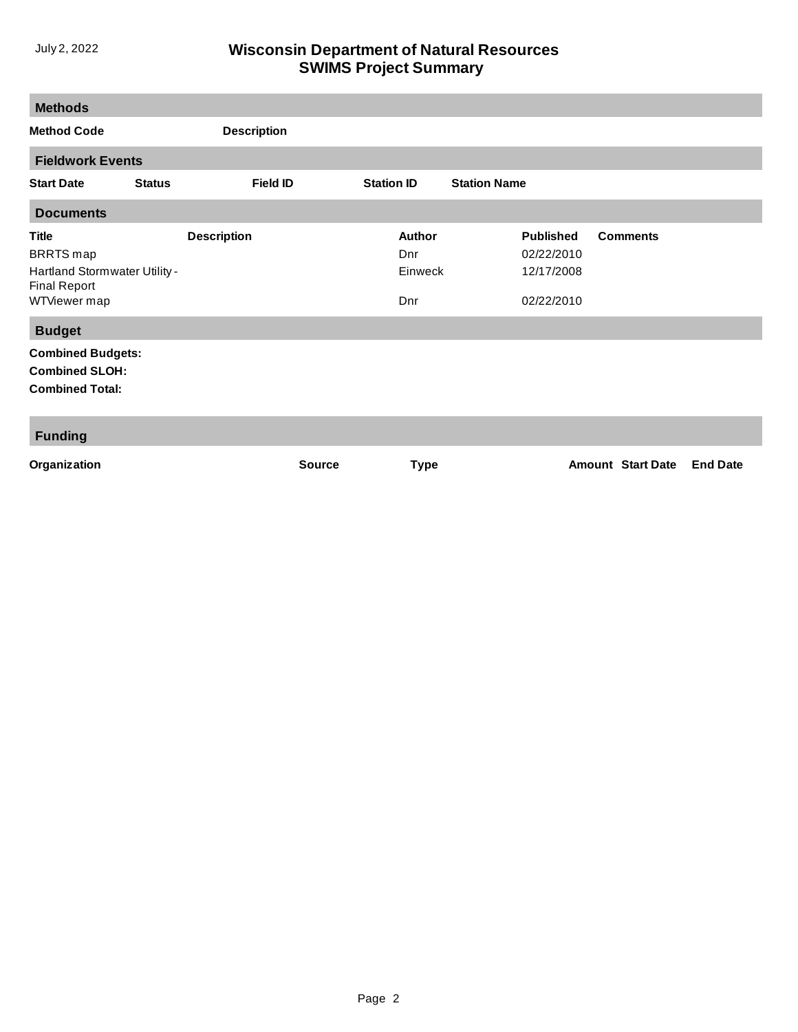## Methods

| Method Code | Description |
|---|---|

## Fieldwork Events

| Start Date | Status | Field ID | Station ID | Station Name |
|---|---|---|---|---|

## Documents

| Title | Description | Author | Published | Comments |
|---|---|---|---|---|
| BRRTS map | | Dnr | 02/22/2010 | |
| Hartland Stormwater Utility - Final Report | | Einweck | 12/17/2008 | |
| WTViewer map | | Dnr | 02/22/2010 | |

## Budget

**Combined Budgets:**

**Combined SLOH:**

**Combined Total:**

## Funding

| Organization | Source | Type | Amount | Start Date | End Date |
|---|---|---|---|---|---|